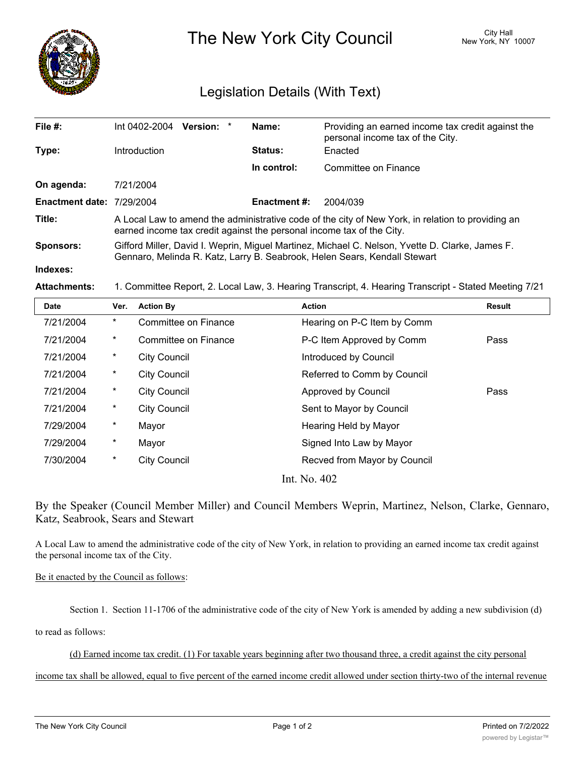# The New York City Council

City Hall
New York, NY 10007

## Legislation Details (With Text)

| | | | |
|---|---|---|---|
| **File #:** | Int 0402-2004 **Version:** * | **Name:** | Providing an earned income tax credit against the personal income tax of the City. |
| **Type:** | Introduction | **Status:** | Enacted |
| | | **In control:** | Committee on Finance |
| **On agenda:** | 7/21/2004 | | |
| **Enactment date:** | 7/29/2004 | **Enactment #:** | 2004/039 |

**Title:** A Local Law to amend the administrative code of the city of New York, in relation to providing an earned income tax credit against the personal income tax of the City.

**Sponsors:** Gifford Miller, David I. Weprin, Miguel Martinez, Michael C. Nelson, Yvette D. Clarke, James F. Gennaro, Melinda R. Katz, Larry B. Seabrook, Helen Sears, Kendall Stewart

**Indexes:**

**Attachments:** 1. Committee Report, 2. Local Law, 3. Hearing Transcript, 4. Hearing Transcript - Stated Meeting 7/21

| Date | Ver. | Action By | Action | Result |
|---|---|---|---|---|
| 7/21/2004 | * | Committee on Finance | Hearing on P-C Item by Comm | |
| 7/21/2004 | * | Committee on Finance | P-C Item Approved by Comm | Pass |
| 7/21/2004 | * | City Council | Introduced by Council | |
| 7/21/2004 | * | City Council | Referred to Comm by Council | |
| 7/21/2004 | * | City Council | Approved by Council | Pass |
| 7/21/2004 | * | City Council | Sent to Mayor by Council | |
| 7/29/2004 | * | Mayor | Hearing Held by Mayor | |
| 7/29/2004 | * | Mayor | Signed Into Law by Mayor | |
| 7/30/2004 | * | City Council | Recved from Mayor by Council | |

Int. No. 402

By the Speaker (Council Member Miller) and Council Members Weprin, Martinez, Nelson, Clarke, Gennaro, Katz, Seabrook, Sears and Stewart

A Local Law to amend the administrative code of the city of New York, in relation to providing an earned income tax credit against the personal income tax of the City.

Be it enacted by the Council as follows:

Section 1. Section 11-1706 of the administrative code of the city of New York is amended by adding a new subdivision (d) to read as follows:

(d) Earned income tax credit. (1) For taxable years beginning after two thousand three, a credit against the city personal income tax shall be allowed, equal to five percent of the earned income credit allowed under section thirty-two of the internal revenue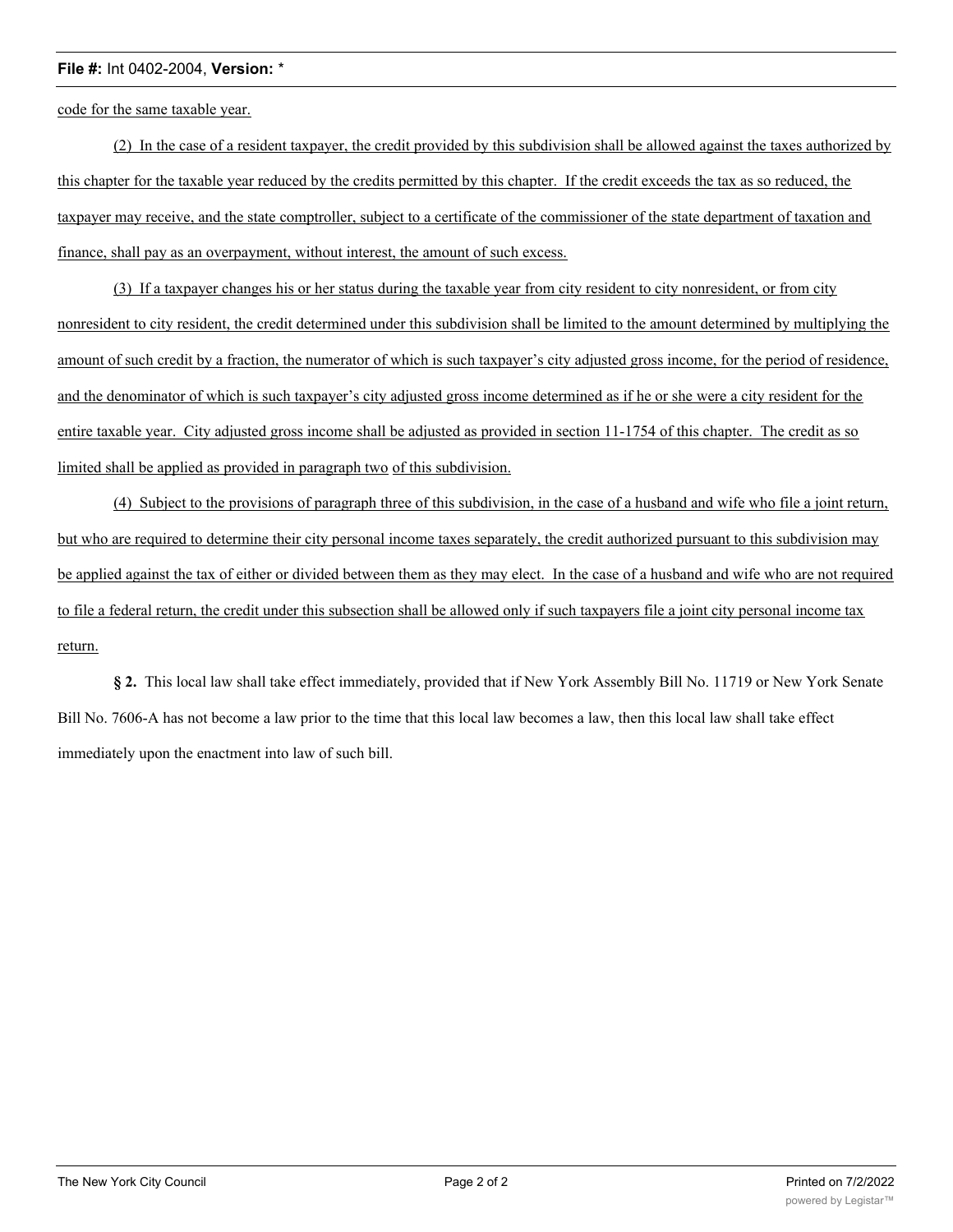code for the same taxable year.

(2) In the case of a resident taxpayer, the credit provided by this subdivision shall be allowed against the taxes authorized by this chapter for the taxable year reduced by the credits permitted by this chapter. If the credit exceeds the tax as so reduced, the taxpayer may receive, and the state comptroller, subject to a certificate of the commissioner of the state department of taxation and finance, shall pay as an overpayment, without interest, the amount of such excess.

(3) If a taxpayer changes his or her status during the taxable year from city resident to city nonresident, or from city nonresident to city resident, the credit determined under this subdivision shall be limited to the amount determined by multiplying the amount of such credit by a fraction, the numerator of which is such taxpayer's city adjusted gross income, for the period of residence, and the denominator of which is such taxpayer's city adjusted gross income determined as if he or she were a city resident for the entire taxable year. City adjusted gross income shall be adjusted as provided in section 11-1754 of this chapter. The credit as so limited shall be applied as provided in paragraph two of this subdivision.

(4) Subject to the provisions of paragraph three of this subdivision, in the case of a husband and wife who file a joint return, but who are required to determine their city personal income taxes separately, the credit authorized pursuant to this subdivision may be applied against the tax of either or divided between them as they may elect. In the case of a husband and wife who are not required to file a federal return, the credit under this subsection shall be allowed only if such taxpayers file a joint city personal income tax return.

**§ 2.** This local law shall take effect immediately, provided that if New York Assembly Bill No. 11719 or New York Senate Bill No. 7606-A has not become a law prior to the time that this local law becomes a law, then this local law shall take effect immediately upon the enactment into law of such bill.